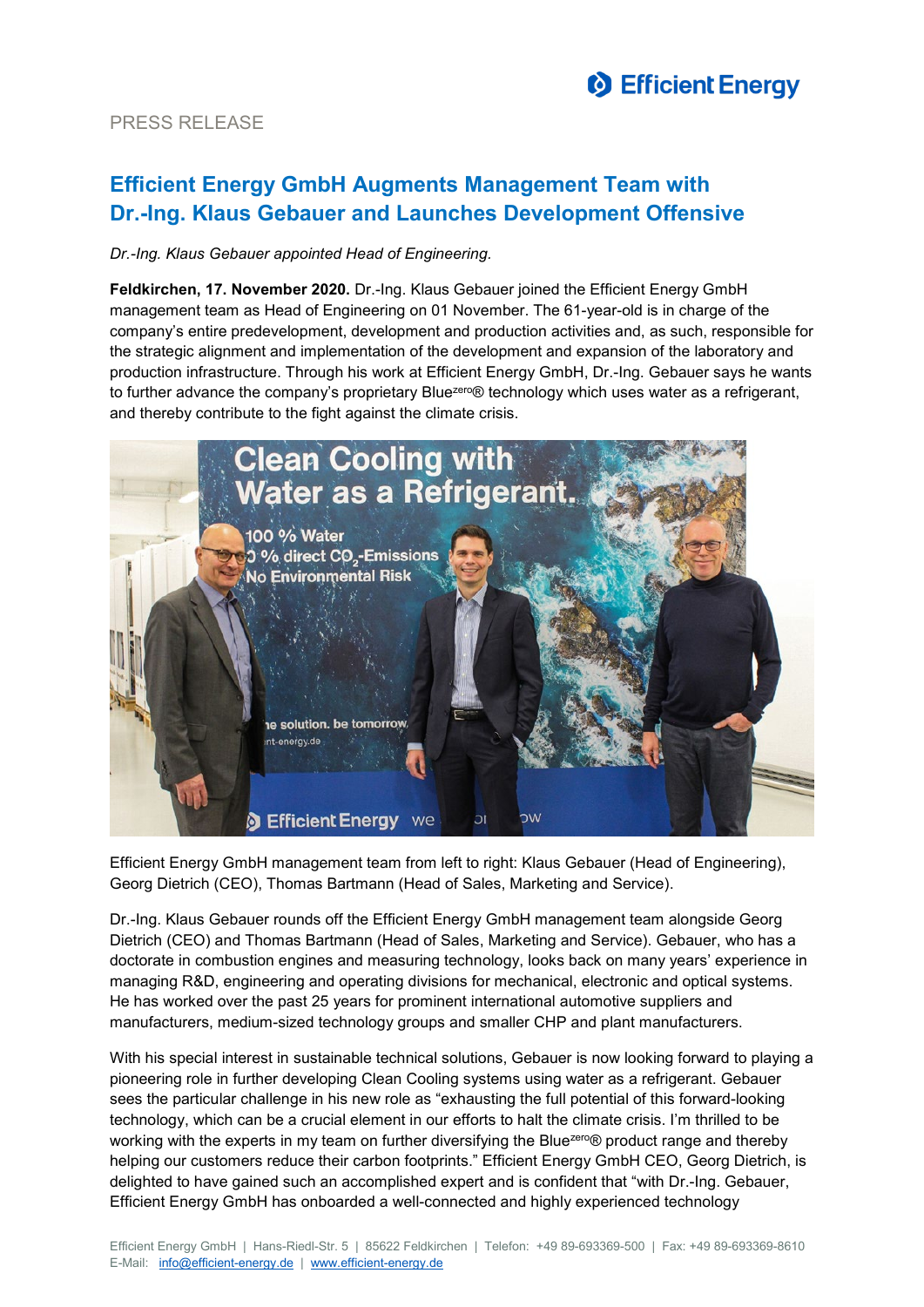PRESS RELEASE

# Efficient Energy GmbH Augments Management Team with Dr.-Ing. Klaus Gebauer and Launches Development Offensive

*Dr.-Ing. Klaus Gebauer appointed Head of Engineering.*

**Feldkirchen, 17. November 2020.** Dr.-Ing. Klaus Gebauer joined the Efficient Energy GmbH management team as Head of Engineering on 01 November. The 61-year-old is in charge of the company's entire predevelopment, development and production activities and, as such, responsible for the strategic alignment and implementation of the development and expansion of the laboratory and production infrastructure. Through his work at Efficient Energy GmbH, Dr.-Ing. Gebauer says he wants to further advance the company's proprietary Blue$^{zero}$® technology which uses water as a refrigerant, and thereby contribute to the fight against the climate crisis.

Efficient Energy GmbH management team from left to right: Klaus Gebauer (Head of Engineering), Georg Dietrich (CEO), Thomas Bartmann (Head of Sales, Marketing and Service).

Dr.-Ing. Klaus Gebauer rounds off the Efficient Energy GmbH management team alongside Georg Dietrich (CEO) and Thomas Bartmann (Head of Sales, Marketing and Service). Gebauer, who has a doctorate in combustion engines and measuring technology, looks back on many years' experience in managing R&D, engineering and operating divisions for mechanical, electronic and optical systems. He has worked over the past 25 years for prominent international automotive suppliers and manufacturers, medium-sized technology groups and smaller CHP and plant manufacturers.

With his special interest in sustainable technical solutions, Gebauer is now looking forward to playing a pioneering role in further developing Clean Cooling systems using water as a refrigerant. Gebauer sees the particular challenge in his new role as "exhausting the full potential of this forward-looking technology, which can be a crucial element in our efforts to halt the climate crisis. I'm thrilled to be working with the experts in my team on further diversifying the Blue$^{zero}$® product range and thereby helping our customers reduce their carbon footprints." Efficient Energy GmbH CEO, Georg Dietrich, is delighted to have gained such an accomplished expert and is confident that "with Dr.-Ing. Gebauer, Efficient Energy GmbH has onboarded a well-connected and highly experienced technology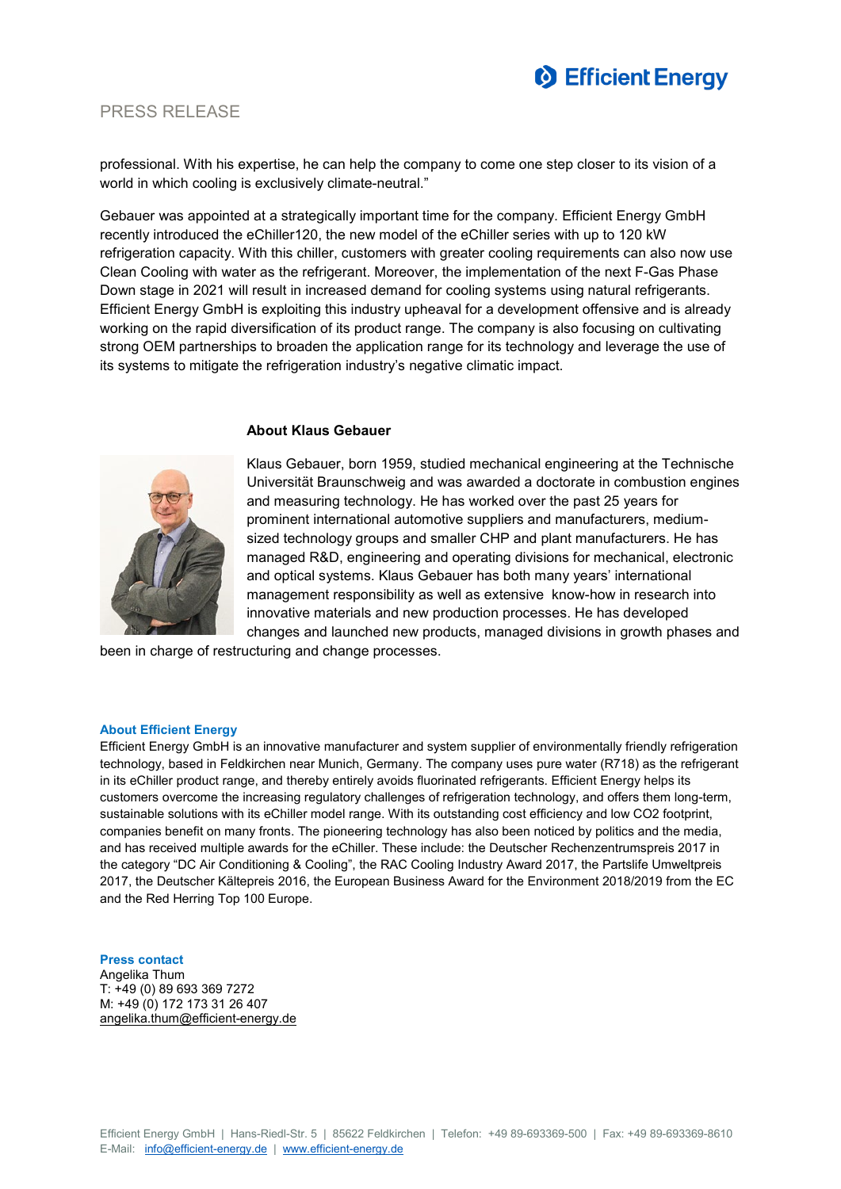professional. With his expertise, he can help the company to come one step closer to its vision of a world in which cooling is exclusively climate-neutral."

Gebauer was appointed at a strategically important time for the company. Efficient Energy GmbH recently introduced the eChiller120, the new model of the eChiller series with up to 120 kW refrigeration capacity. With this chiller, customers with greater cooling requirements can also now use Clean Cooling with water as the refrigerant. Moreover, the implementation of the next F-Gas Phase Down stage in 2021 will result in increased demand for cooling systems using natural refrigerants. Efficient Energy GmbH is exploiting this industry upheaval for a development offensive and is already working on the rapid diversification of its product range. The company is also focusing on cultivating strong OEM partnerships to broaden the application range for its technology and leverage the use of its systems to mitigate the refrigeration industry's negative climatic impact.

**About Klaus Gebauer**

Klaus Gebauer, born 1959, studied mechanical engineering at the Technische Universität Braunschweig and was awarded a doctorate in combustion engines and measuring technology. He has worked over the past 25 years for prominent international automotive suppliers and manufacturers, medium-sized technology groups and smaller CHP and plant manufacturers. He has managed R&D, engineering and operating divisions for mechanical, electronic and optical systems. Klaus Gebauer has both many years' international management responsibility as well as extensive know-how in research into innovative materials and new production processes. He has developed changes and launched new products, managed divisions in growth phases and been in charge of restructuring and change processes.

**About Efficient Energy**

Efficient Energy GmbH is an innovative manufacturer and system supplier of environmentally friendly refrigeration technology, based in Feldkirchen near Munich, Germany. The company uses pure water (R718) as the refrigerant in its eChiller product range, and thereby entirely avoids fluorinated refrigerants. Efficient Energy helps its customers overcome the increasing regulatory challenges of refrigeration technology, and offers them long-term, sustainable solutions with its eChiller model range. With its outstanding cost efficiency and low $CO_2$ footprint, companies benefit on many fronts. The pioneering technology has also been noticed by politics and the media, and has received multiple awards for the eChiller. These include: the Deutscher Rechenzentrumspreis 2017 in the category "DC Air Conditioning & Cooling", the RAC Cooling Industry Award 2017, the Partslife Umweltpreis 2017, the Deutscher Kältepreis 2016, the European Business Award for the Environment 2018/2019 from the EC and the Red Herring Top 100 Europe.

**Press contact**
Angelika Thum
T: +49 (0) 89 693 369 7272
M: +49 (0) 172 173 31 26 407
angelika.thum@efficient-energy.de

Efficient Energy GmbH | Hans-Riedl-Str. 5 | 85622 Feldkirchen | Telefon: +49 89-693369-500 | Fax: +49 89-693369-8610
E-Mail: info@efficient-energy.de | www.efficient-energy.de